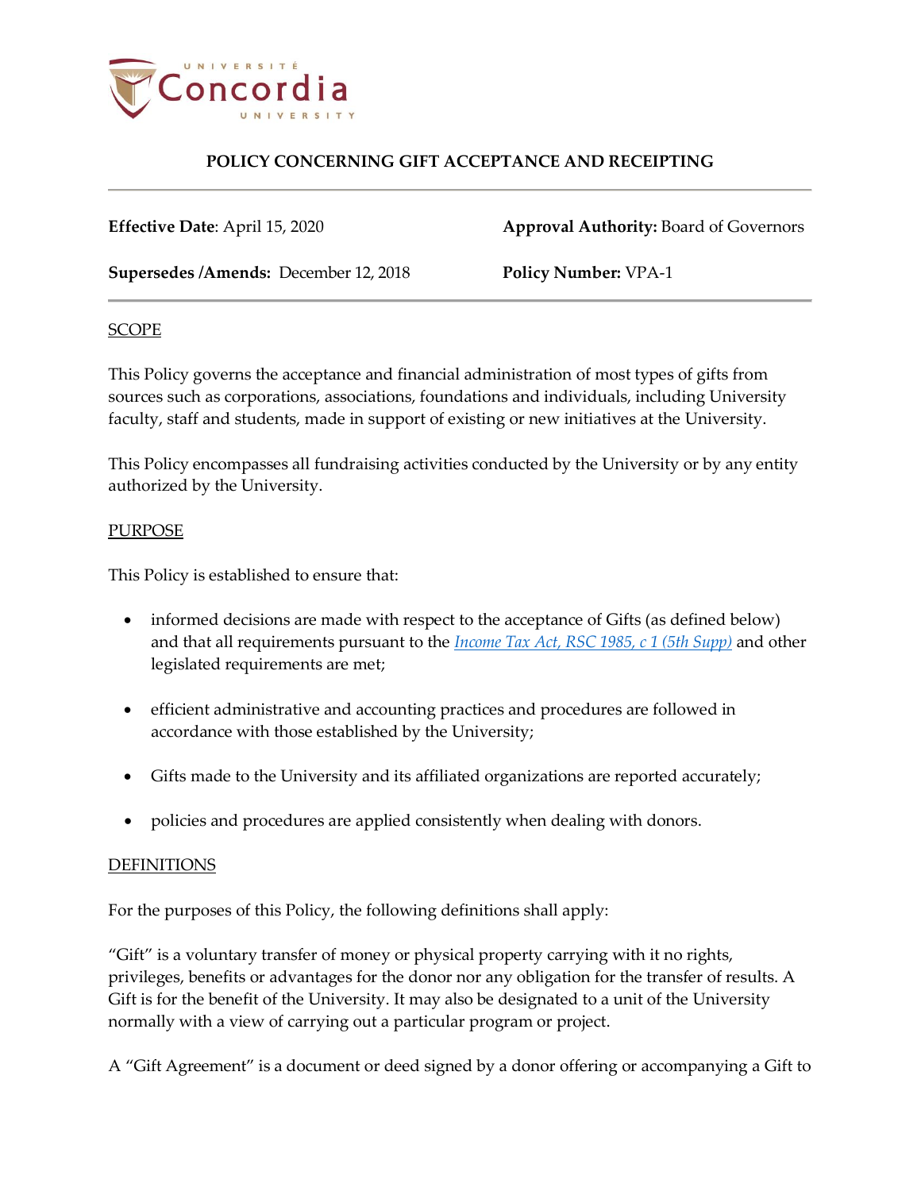# POLICY CONCERNING GIFT ACCEPTANCE AND RECEIPTING

**Effective Date**: April 15, 2020

**Approval Authority:** Board of Governors

**Supersedes /Amends:** December 12, 2018

**Policy Number:** VPA-1

## SCOPE

This Policy governs the acceptance and financial administration of most types of gifts from sources such as corporations, associations, foundations and individuals, including University faculty, staff and students, made in support of existing or new initiatives at the University.

This Policy encompasses all fundraising activities conducted by the University or by any entity authorized by the University.

## PURPOSE

This Policy is established to ensure that:

- informed decisions are made with respect to the acceptance of Gifts (as defined below) and that all requirements pursuant to the *Income Tax Act, RSC 1985, c 1 (5th Supp)* and other legislated requirements are met;
- efficient administrative and accounting practices and procedures are followed in accordance with those established by the University;
- Gifts made to the University and its affiliated organizations are reported accurately;
- policies and procedures are applied consistently when dealing with donors.

## DEFINITIONS

For the purposes of this Policy, the following definitions shall apply:

"Gift" is a voluntary transfer of money or physical property carrying with it no rights, privileges, benefits or advantages for the donor nor any obligation for the transfer of results. A Gift is for the benefit of the University. It may also be designated to a unit of the University normally with a view of carrying out a particular program or project.

A "Gift Agreement" is a document or deed signed by a donor offering or accompanying a Gift to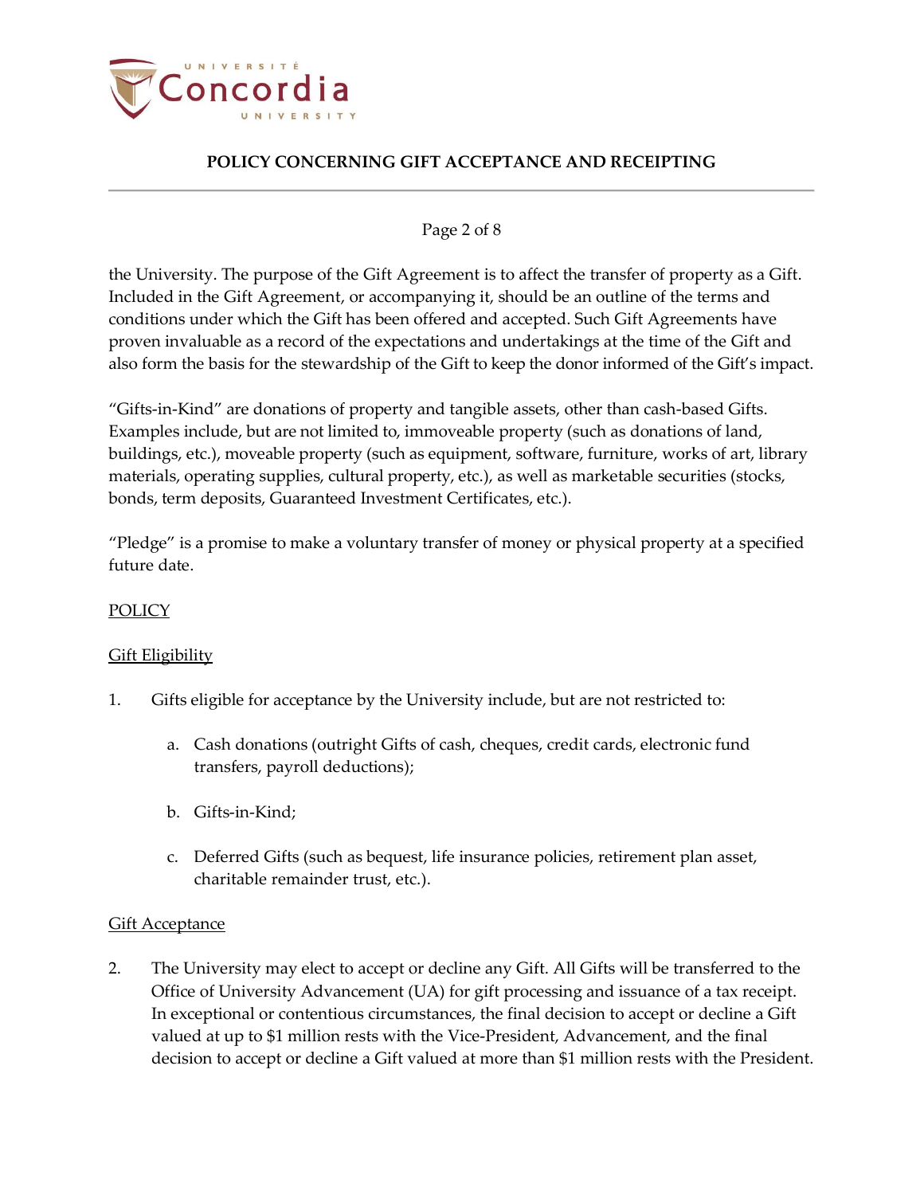the University. The purpose of the Gift Agreement is to affect the transfer of property as a Gift. Included in the Gift Agreement, or accompanying it, should be an outline of the terms and conditions under which the Gift has been offered and accepted. Such Gift Agreements have proven invaluable as a record of the expectations and undertakings at the time of the Gift and also form the basis for the stewardship of the Gift to keep the donor informed of the Gift's impact.

"Gifts-in-Kind" are donations of property and tangible assets, other than cash-based Gifts. Examples include, but are not limited to, immoveable property (such as donations of land, buildings, etc.), moveable property (such as equipment, software, furniture, works of art, library materials, operating supplies, cultural property, etc.), as well as marketable securities (stocks, bonds, term deposits, Guaranteed Investment Certificates, etc.).

"Pledge" is a promise to make a voluntary transfer of money or physical property at a specified future date.

## POLICY

### Gift Eligibility

1. Gifts eligible for acceptance by the University include, but are not restricted to:

    a. Cash donations (outright Gifts of cash, cheques, credit cards, electronic fund transfers, payroll deductions);

    b. Gifts-in-Kind;

    c. Deferred Gifts (such as bequest, life insurance policies, retirement plan asset, charitable remainder trust, etc.).

### Gift Acceptance

2. The University may elect to accept or decline any Gift. All Gifts will be transferred to the Office of University Advancement (UA) for gift processing and issuance of a tax receipt. In exceptional or contentious circumstances, the final decision to accept or decline a Gift valued at up to $1 million rests with the Vice-President, Advancement, and the final decision to accept or decline a Gift valued at more than $1 million rests with the President.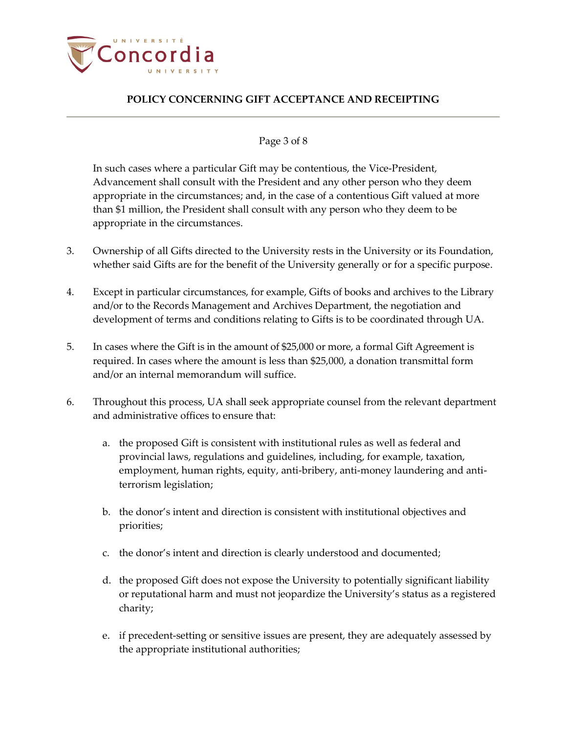In such cases where a particular Gift may be contentious, the Vice-President, Advancement shall consult with the President and any other person who they deem appropriate in the circumstances; and, in the case of a contentious Gift valued at more than $1 million, the President shall consult with any person who they deem to be appropriate in the circumstances.

3. Ownership of all Gifts directed to the University rests in the University or its Foundation, whether said Gifts are for the benefit of the University generally or for a specific purpose.

4. Except in particular circumstances, for example, Gifts of books and archives to the Library and/or to the Records Management and Archives Department, the negotiation and development of terms and conditions relating to Gifts is to be coordinated through UA.

5. In cases where the Gift is in the amount of $25,000 or more, a formal Gift Agreement is required. In cases where the amount is less than $25,000, a donation transmittal form and/or an internal memorandum will suffice.

6. Throughout this process, UA shall seek appropriate counsel from the relevant department and administrative offices to ensure that:

   a. the proposed Gift is consistent with institutional rules as well as federal and provincial laws, regulations and guidelines, including, for example, taxation, employment, human rights, equity, anti-bribery, anti-money laundering and anti-terrorism legislation;

   b. the donor's intent and direction is consistent with institutional objectives and priorities;

   c. the donor's intent and direction is clearly understood and documented;

   d. the proposed Gift does not expose the University to potentially significant liability or reputational harm and must not jeopardize the University's status as a registered charity;

   e. if precedent-setting or sensitive issues are present, they are adequately assessed by the appropriate institutional authorities;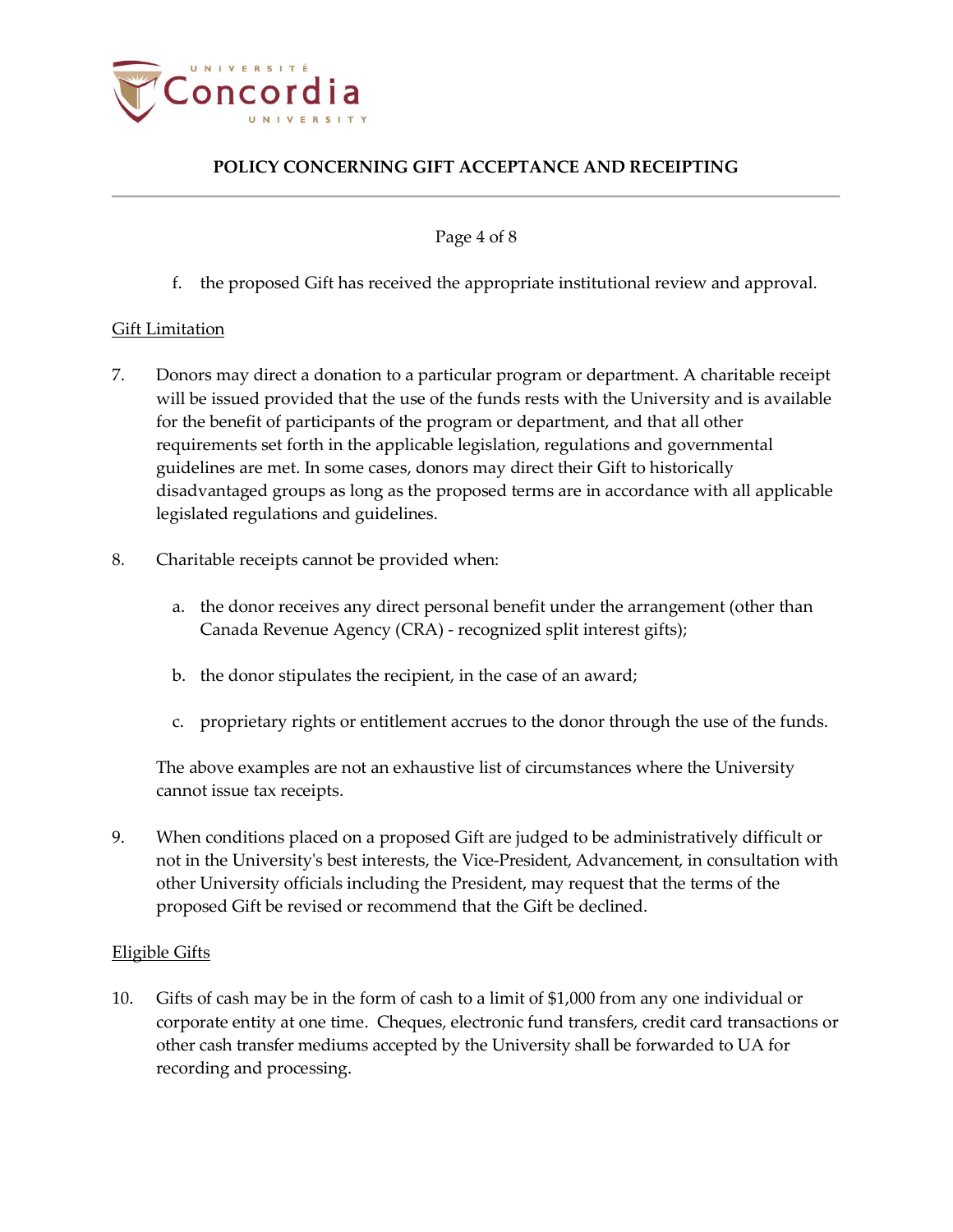f. the proposed Gift has received the appropriate institutional review and approval.

Gift Limitation

7. Donors may direct a donation to a particular program or department. A charitable receipt will be issued provided that the use of the funds rests with the University and is available for the benefit of participants of the program or department, and that all other requirements set forth in the applicable legislation, regulations and governmental guidelines are met. In some cases, donors may direct their Gift to historically disadvantaged groups as long as the proposed terms are in accordance with all applicable legislated regulations and guidelines.

8. Charitable receipts cannot be provided when:

   a. the donor receives any direct personal benefit under the arrangement (other than Canada Revenue Agency (CRA) - recognized split interest gifts);

   b. the donor stipulates the recipient, in the case of an award;

   c. proprietary rights or entitlement accrues to the donor through the use of the funds.

   The above examples are not an exhaustive list of circumstances where the University cannot issue tax receipts.

9. When conditions placed on a proposed Gift are judged to be administratively difficult or not in the University's best interests, the Vice-President, Advancement, in consultation with other University officials including the President, may request that the terms of the proposed Gift be revised or recommend that the Gift be declined.

Eligible Gifts

10. Gifts of cash may be in the form of cash to a limit of $1,000 from any one individual or corporate entity at one time. Cheques, electronic fund transfers, credit card transactions or other cash transfer mediums accepted by the University shall be forwarded to UA for recording and processing.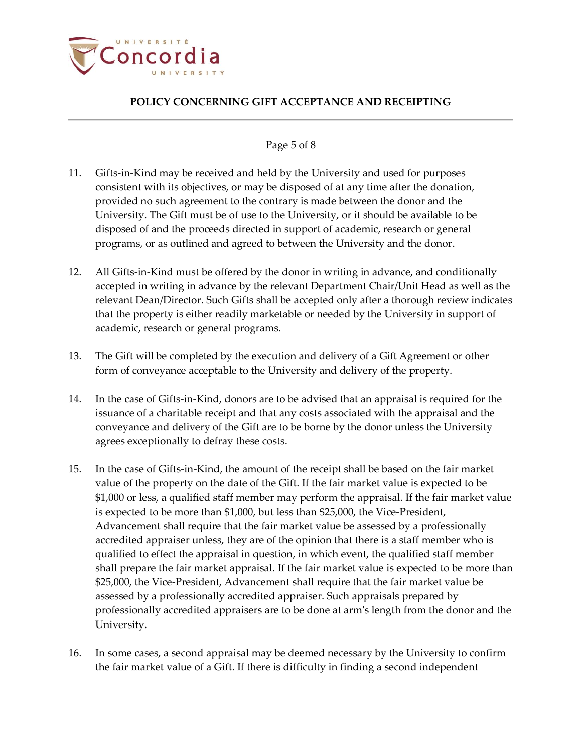11. Gifts-in-Kind may be received and held by the University and used for purposes consistent with its objectives, or may be disposed of at any time after the donation, provided no such agreement to the contrary is made between the donor and the University. The Gift must be of use to the University, or it should be available to be disposed of and the proceeds directed in support of academic, research or general programs, or as outlined and agreed to between the University and the donor.

12. All Gifts-in-Kind must be offered by the donor in writing in advance, and conditionally accepted in writing in advance by the relevant Department Chair/Unit Head as well as the relevant Dean/Director. Such Gifts shall be accepted only after a thorough review indicates that the property is either readily marketable or needed by the University in support of academic, research or general programs.

13. The Gift will be completed by the execution and delivery of a Gift Agreement or other form of conveyance acceptable to the University and delivery of the property.

14. In the case of Gifts-in-Kind, donors are to be advised that an appraisal is required for the issuance of a charitable receipt and that any costs associated with the appraisal and the conveyance and delivery of the Gift are to be borne by the donor unless the University agrees exceptionally to defray these costs.

15. In the case of Gifts-in-Kind, the amount of the receipt shall be based on the fair market value of the property on the date of the Gift. If the fair market value is expected to be $1,000 or less, a qualified staff member may perform the appraisal. If the fair market value is expected to be more than $1,000, but less than $25,000, the Vice-President, Advancement shall require that the fair market value be assessed by a professionally accredited appraiser unless, they are of the opinion that there is a staff member who is qualified to effect the appraisal in question, in which event, the qualified staff member shall prepare the fair market appraisal. If the fair market value is expected to be more than $25,000, the Vice-President, Advancement shall require that the fair market value be assessed by a professionally accredited appraiser. Such appraisals prepared by professionally accredited appraisers are to be done at arm's length from the donor and the University.

16. In some cases, a second appraisal may be deemed necessary by the University to confirm the fair market value of a Gift. If there is difficulty in finding a second independent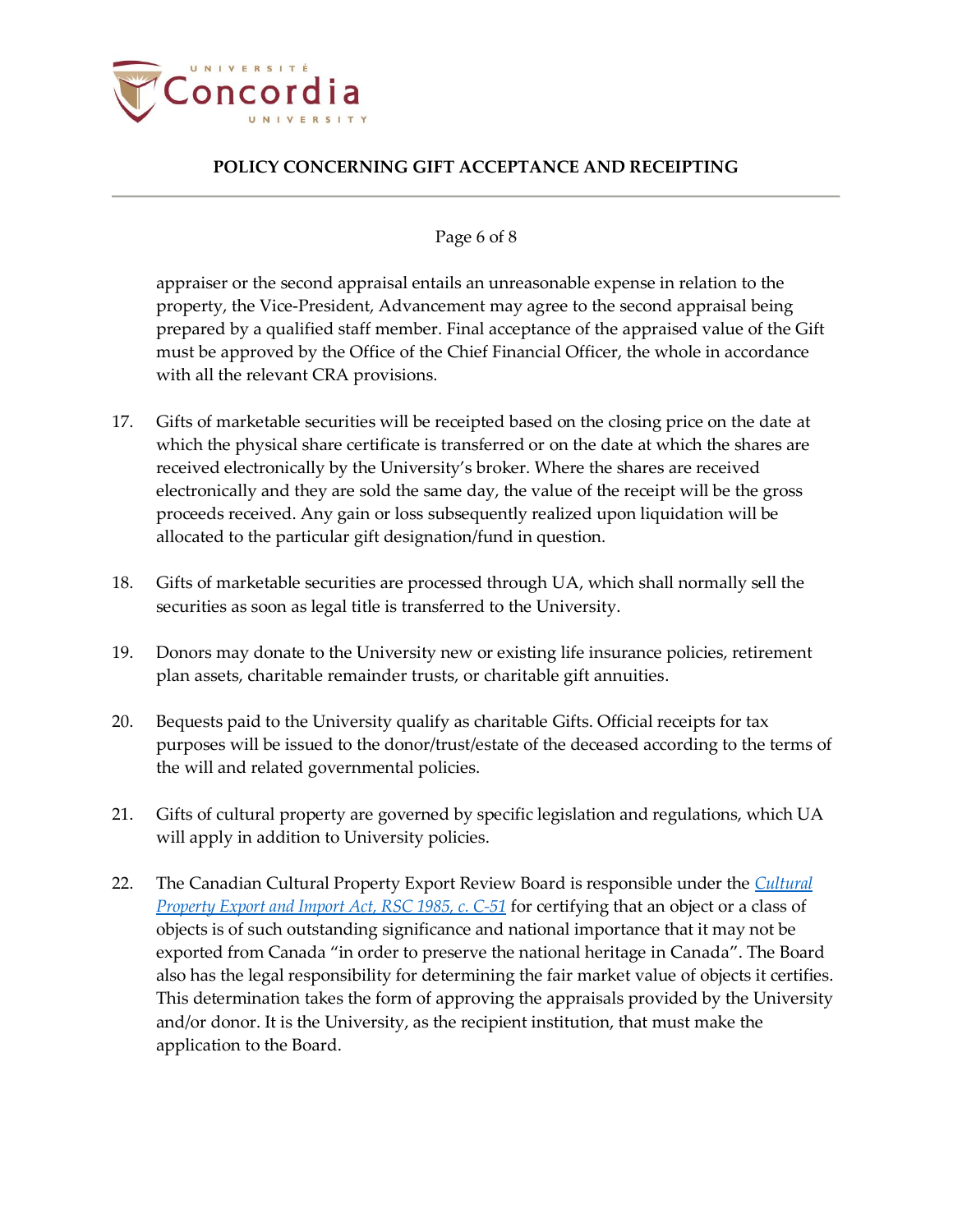appraiser or the second appraisal entails an unreasonable expense in relation to the property, the Vice-President, Advancement may agree to the second appraisal being prepared by a qualified staff member. Final acceptance of the appraised value of the Gift must be approved by the Office of the Chief Financial Officer, the whole in accordance with all the relevant CRA provisions.

17. Gifts of marketable securities will be receipted based on the closing price on the date at which the physical share certificate is transferred or on the date at which the shares are received electronically by the University's broker. Where the shares are received electronically and they are sold the same day, the value of the receipt will be the gross proceeds received. Any gain or loss subsequently realized upon liquidation will be allocated to the particular gift designation/fund in question.

18. Gifts of marketable securities are processed through UA, which shall normally sell the securities as soon as legal title is transferred to the University.

19. Donors may donate to the University new or existing life insurance policies, retirement plan assets, charitable remainder trusts, or charitable gift annuities.

20. Bequests paid to the University qualify as charitable Gifts. Official receipts for tax purposes will be issued to the donor/trust/estate of the deceased according to the terms of the will and related governmental policies.

21. Gifts of cultural property are governed by specific legislation and regulations, which UA will apply in addition to University policies.

22. The Canadian Cultural Property Export Review Board is responsible under the *Cultural Property Export and Import Act, RSC 1985, c. C-51* for certifying that an object or a class of objects is of such outstanding significance and national importance that it may not be exported from Canada "in order to preserve the national heritage in Canada". The Board also has the legal responsibility for determining the fair market value of objects it certifies. This determination takes the form of approving the appraisals provided by the University and/or donor. It is the University, as the recipient institution, that must make the application to the Board.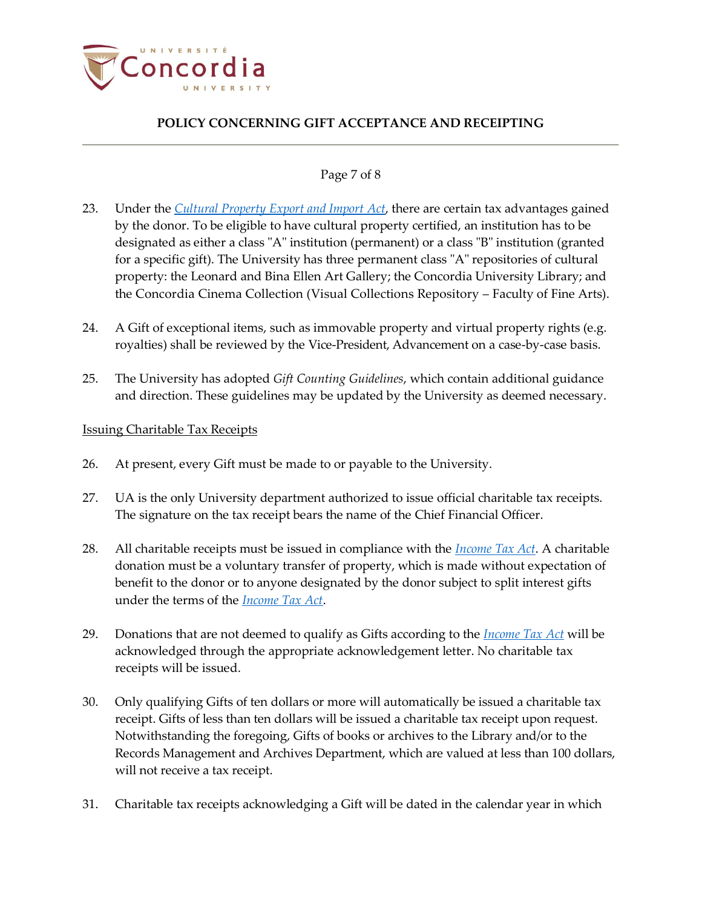23. Under the *Cultural Property Export and Import Act*, there are certain tax advantages gained by the donor. To be eligible to have cultural property certified, an institution has to be designated as either a class "A" institution (permanent) or a class "B" institution (granted for a specific gift). The University has three permanent class "A" repositories of cultural property: the Leonard and Bina Ellen Art Gallery; the Concordia University Library; and the Concordia Cinema Collection (Visual Collections Repository – Faculty of Fine Arts).

24. A Gift of exceptional items, such as immovable property and virtual property rights (e.g. royalties) shall be reviewed by the Vice-President, Advancement on a case-by-case basis.

25. The University has adopted *Gift Counting Guidelines*, which contain additional guidance and direction. These guidelines may be updated by the University as deemed necessary.

Issuing Charitable Tax Receipts

26. At present, every Gift must be made to or payable to the University.

27. UA is the only University department authorized to issue official charitable tax receipts. The signature on the tax receipt bears the name of the Chief Financial Officer.

28. All charitable receipts must be issued in compliance with the *Income Tax Act*. A charitable donation must be a voluntary transfer of property, which is made without expectation of benefit to the donor or to anyone designated by the donor subject to split interest gifts under the terms of the *Income Tax Act*.

29. Donations that are not deemed to qualify as Gifts according to the *Income Tax Act* will be acknowledged through the appropriate acknowledgement letter. No charitable tax receipts will be issued.

30. Only qualifying Gifts of ten dollars or more will automatically be issued a charitable tax receipt. Gifts of less than ten dollars will be issued a charitable tax receipt upon request. Notwithstanding the foregoing, Gifts of books or archives to the Library and/or to the Records Management and Archives Department, which are valued at less than 100 dollars, will not receive a tax receipt.

31. Charitable tax receipts acknowledging a Gift will be dated in the calendar year in which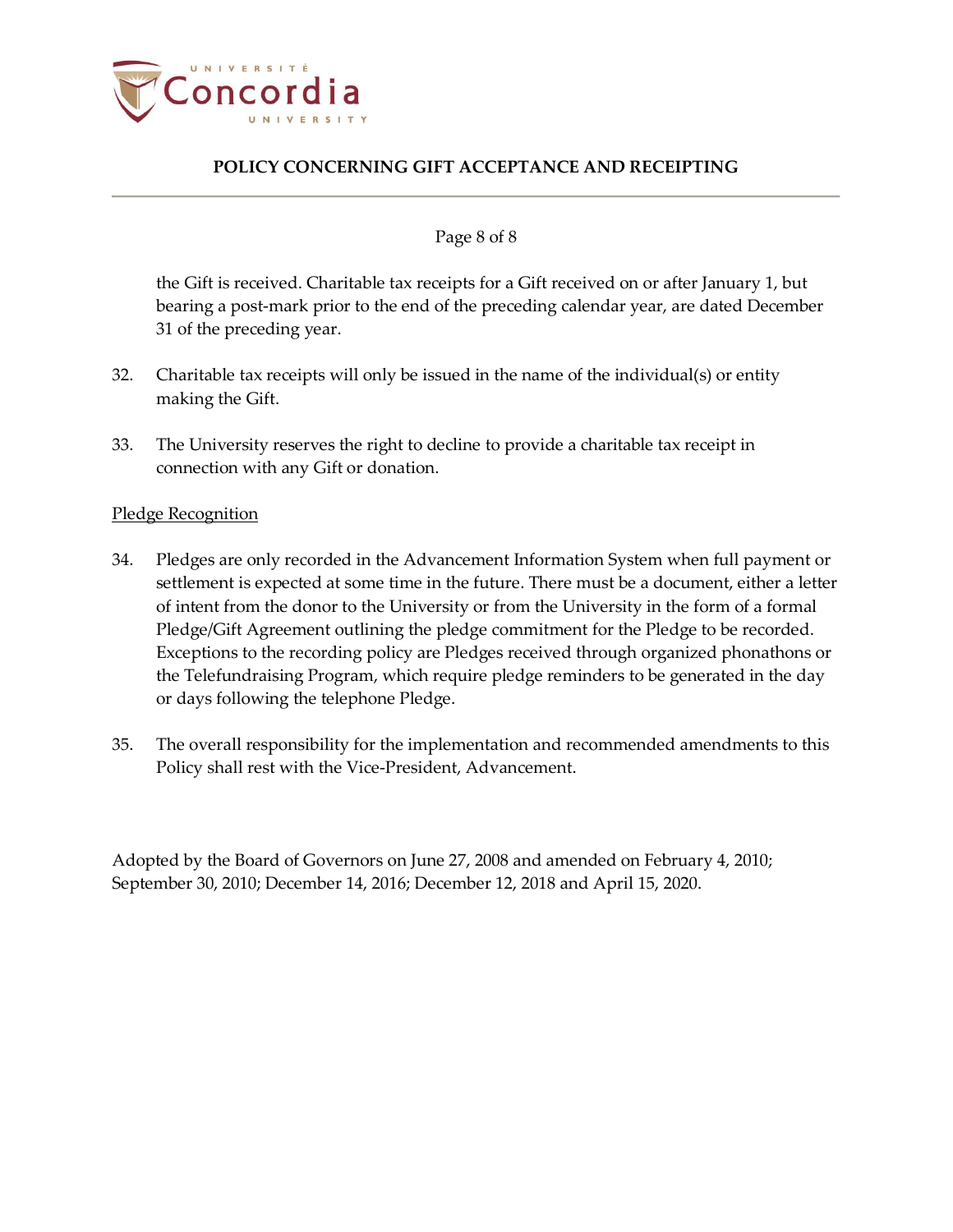the Gift is received. Charitable tax receipts for a Gift received on or after January 1, but bearing a post-mark prior to the end of the preceding calendar year, are dated December 31 of the preceding year.

32. Charitable tax receipts will only be issued in the name of the individual(s) or entity making the Gift.

33. The University reserves the right to decline to provide a charitable tax receipt in connection with any Gift or donation.

<u>Pledge Recognition</u>

34. Pledges are only recorded in the Advancement Information System when full payment or settlement is expected at some time in the future. There must be a document, either a letter of intent from the donor to the University or from the University in the form of a formal Pledge/Gift Agreement outlining the pledge commitment for the Pledge to be recorded. Exceptions to the recording policy are Pledges received through organized phonathons or the Telefundraising Program, which require pledge reminders to be generated in the day or days following the telephone Pledge.

35. The overall responsibility for the implementation and recommended amendments to this Policy shall rest with the Vice-President, Advancement.

Adopted by the Board of Governors on June 27, 2008 and amended on February 4, 2010; September 30, 2010; December 14, 2016; December 12, 2018 and April 15, 2020.